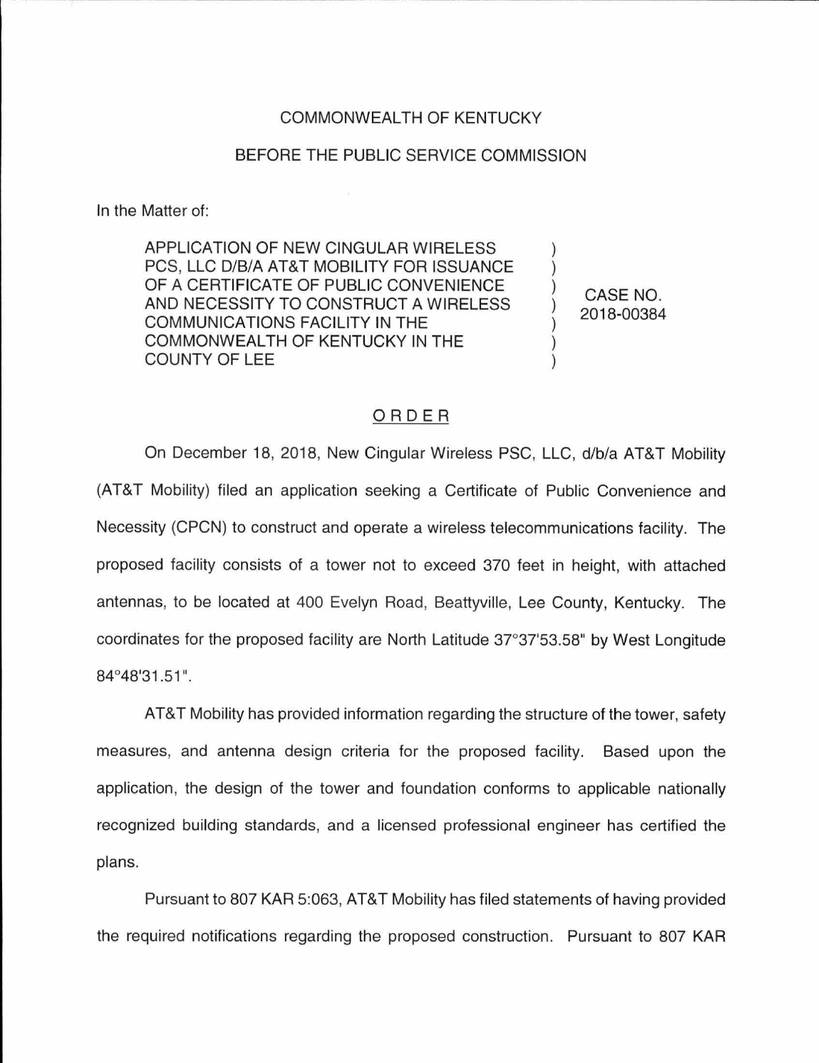COMMONWEALTH OF KENTUCKY

BEFORE THE PUBLIC SERVICE COMMISSION

In the Matter of:

| | | |
|---|---|---|
| APPLICATION OF NEW CINGULAR WIRELESS PCS, LLC D/B/A AT&T MOBILITY FOR ISSUANCE OF A CERTIFICATE OF PUBLIC CONVENIENCE AND NECESSITY TO CONSTRUCT A WIRELESS COMMUNICATIONS FACILITY IN THE COMMONWEALTH OF KENTUCKY IN THE COUNTY OF LEE | ) ) ) ) ) ) ) | CASE NO. 2018-00384 |

ORDER

On December 18, 2018, New Cingular Wireless PSC, LLC, d/b/a AT&T Mobility (AT&T Mobility) filed an application seeking a Certificate of Public Convenience and Necessity (CPCN) to construct and operate a wireless telecommunications facility. The proposed facility consists of a tower not to exceed 370 feet in height, with attached antennas, to be located at 400 Evelyn Road, Beattyville, Lee County, Kentucky. The coordinates for the proposed facility are North Latitude 37°37'53.58" by West Longitude 84°48'31.51".

AT&T Mobility has provided information regarding the structure of the tower, safety measures, and antenna design criteria for the proposed facility. Based upon the application, the design of the tower and foundation conforms to applicable nationally recognized building standards, and a licensed professional engineer has certified the plans.

Pursuant to 807 KAR 5:063, AT&T Mobility has filed statements of having provided the required notifications regarding the proposed construction. Pursuant to 807 KAR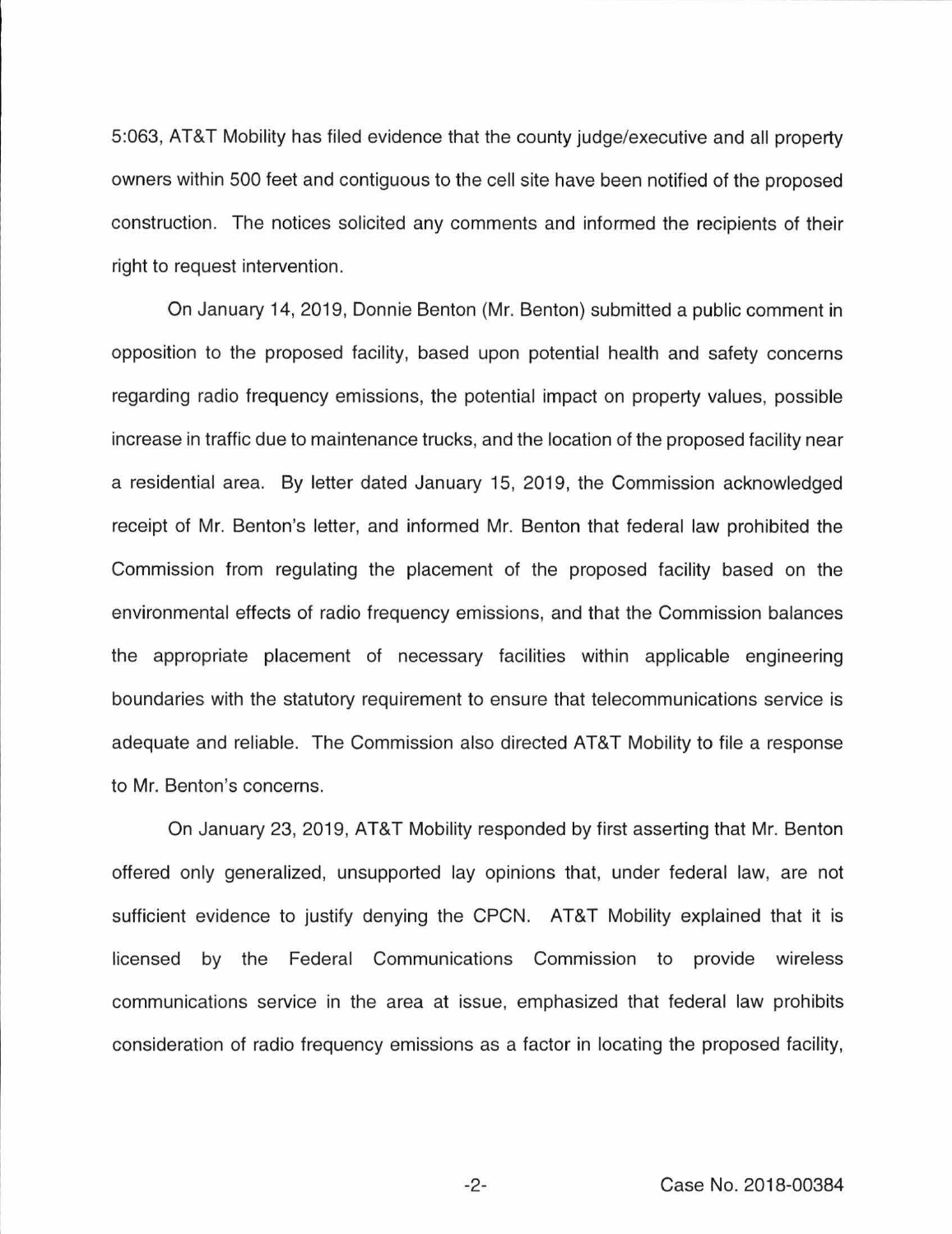5:063, AT&T Mobility has filed evidence that the county judge/executive and all property owners within 500 feet and contiguous to the cell site have been notified of the proposed construction. The notices solicited any comments and informed the recipients of their right to request intervention.

On January 14, 2019, Donnie Benton (Mr. Benton) submitted a public comment in opposition to the proposed facility, based upon potential health and safety concerns regarding radio frequency emissions, the potential impact on property values, possible increase in traffic due to maintenance trucks, and the location of the proposed facility near a residential area. By letter dated January 15, 2019, the Commission acknowledged receipt of Mr. Benton's letter, and informed Mr. Benton that federal law prohibited the Commission from regulating the placement of the proposed facility based on the environmental effects of radio frequency emissions, and that the Commission balances the appropriate placement of necessary facilities within applicable engineering boundaries with the statutory requirement to ensure that telecommunications service is adequate and reliable. The Commission also directed AT&T Mobility to file a response to Mr. Benton's concerns.

On January 23, 2019, AT&T Mobility responded by first asserting that Mr. Benton offered only generalized, unsupported lay opinions that, under federal law, are not sufficient evidence to justify denying the CPCN. AT&T Mobility explained that it is licensed by the Federal Communications Commission to provide wireless communications service in the area at issue, emphasized that federal law prohibits consideration of radio frequency emissions as a factor in locating the proposed facility,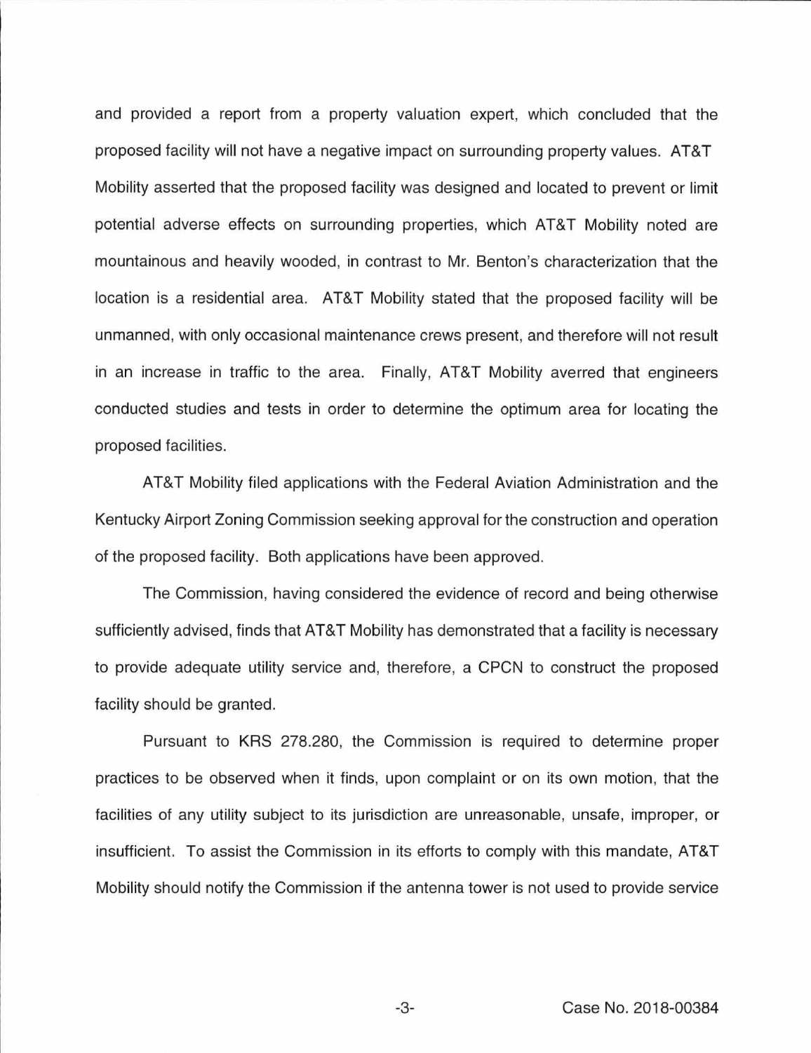and provided a report from a property valuation expert, which concluded that the proposed facility will not have a negative impact on surrounding property values. AT&T Mobility asserted that the proposed facility was designed and located to prevent or limit potential adverse effects on surrounding properties, which AT&T Mobility noted are mountainous and heavily wooded, in contrast to Mr. Benton's characterization that the location is a residential area. AT&T Mobility stated that the proposed facility will be unmanned, with only occasional maintenance crews present, and therefore will not result in an increase in traffic to the area. Finally, AT&T Mobility averred that engineers conducted studies and tests in order to determine the optimum area for locating the proposed facilities.

AT&T Mobility filed applications with the Federal Aviation Administration and the Kentucky Airport Zoning Commission seeking approval for the construction and operation of the proposed facility. Both applications have been approved.

The Commission, having considered the evidence of record and being otherwise sufficiently advised, finds that AT&T Mobility has demonstrated that a facility is necessary to provide adequate utility service and, therefore, a CPCN to construct the proposed facility should be granted.

Pursuant to KRS 278.280, the Commission is required to determine proper practices to be observed when it finds, upon complaint or on its own motion, that the facilities of any utility subject to its jurisdiction are unreasonable, unsafe, improper, or insufficient. To assist the Commission in its efforts to comply with this mandate, AT&T Mobility should notify the Commission if the antenna tower is not used to provide service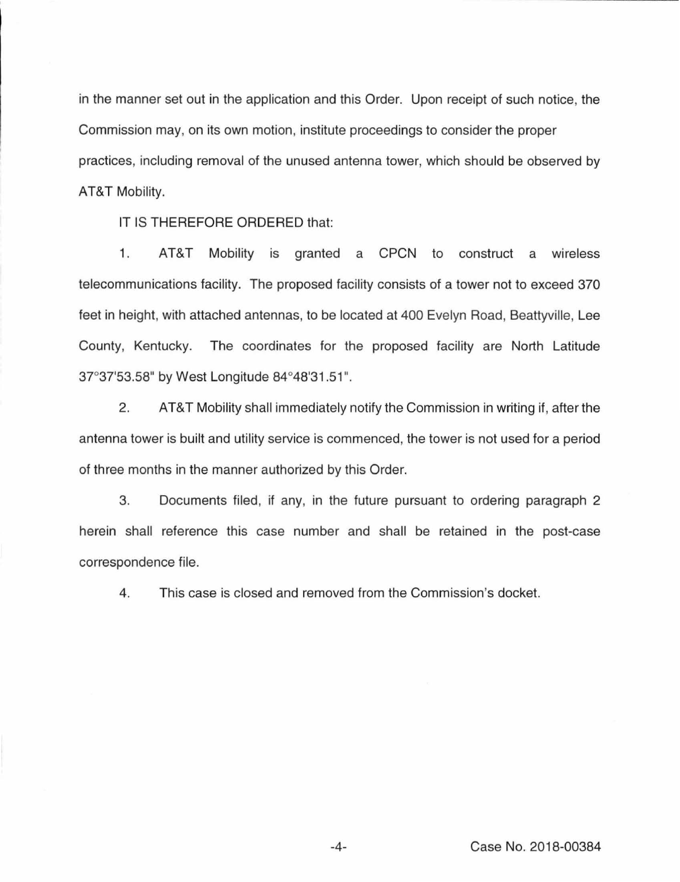in the manner set out in the application and this Order. Upon receipt of such notice, the Commission may, on its own motion, institute proceedings to consider the proper practices, including removal of the unused antenna tower, which should be observed by AT&T Mobility.

IT IS THEREFORE ORDERED that:

1. AT&T Mobility is granted a CPCN to construct a wireless telecommunications facility. The proposed facility consists of a tower not to exceed 370 feet in height, with attached antennas, to be located at 400 Evelyn Road, Beattyville, Lee County, Kentucky. The coordinates for the proposed facility are North Latitude 37°37'53.58" by West Longitude 84°48'31.51".

2. AT&T Mobility shall immediately notify the Commission in writing if, after the antenna tower is built and utility service is commenced, the tower is not used for a period of three months in the manner authorized by this Order.

3. Documents filed, if any, in the future pursuant to ordering paragraph 2 herein shall reference this case number and shall be retained in the post-case correspondence file.

4. This case is closed and removed from the Commission's docket.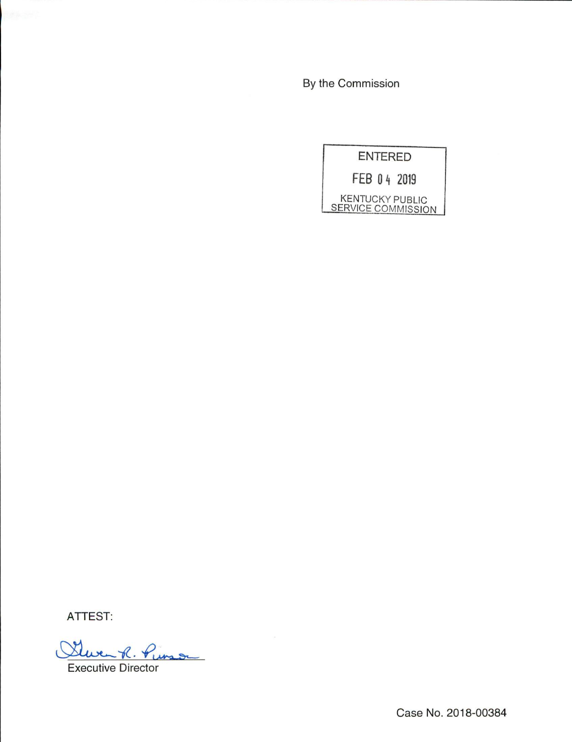By the Commission

ENTERED

FEB 04 2019

KENTUCKY PUBLIC SERVICE COMMISSION

ATTEST:

Executive Director

Case No. 2018-00384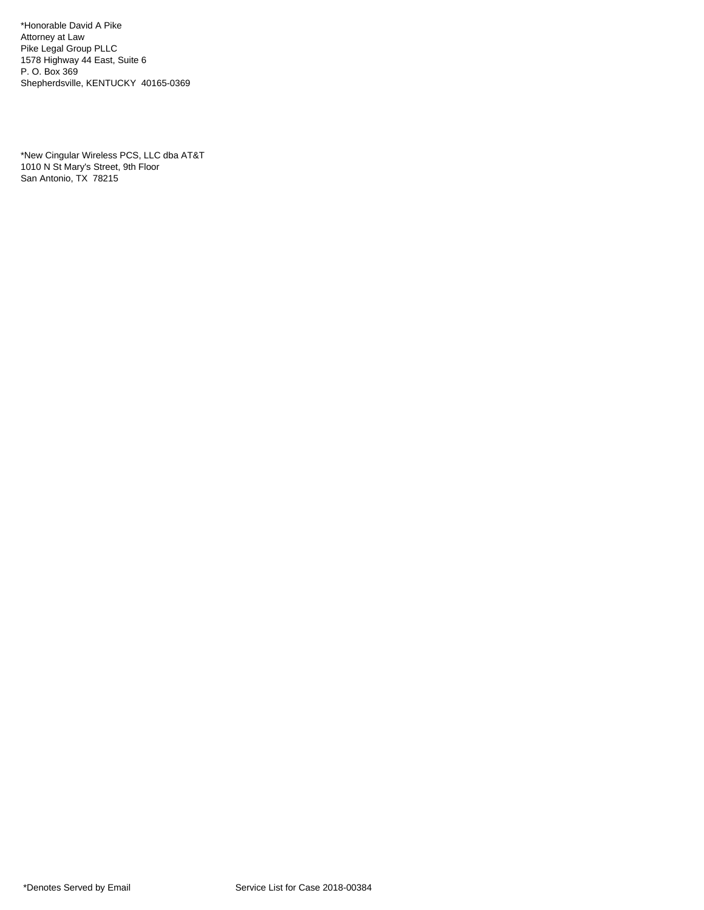*Honorable David A Pike
Attorney at Law
Pike Legal Group PLLC
1578 Highway 44 East, Suite 6
P. O. Box 369
Shepherdsville, KENTUCKY 40165-0369

*New Cingular Wireless PCS, LLC dba AT&T
1010 N St Mary's Street, 9th Floor
San Antonio, TX 78215

*Denotes Served by Email

Service List for Case 2018-00384